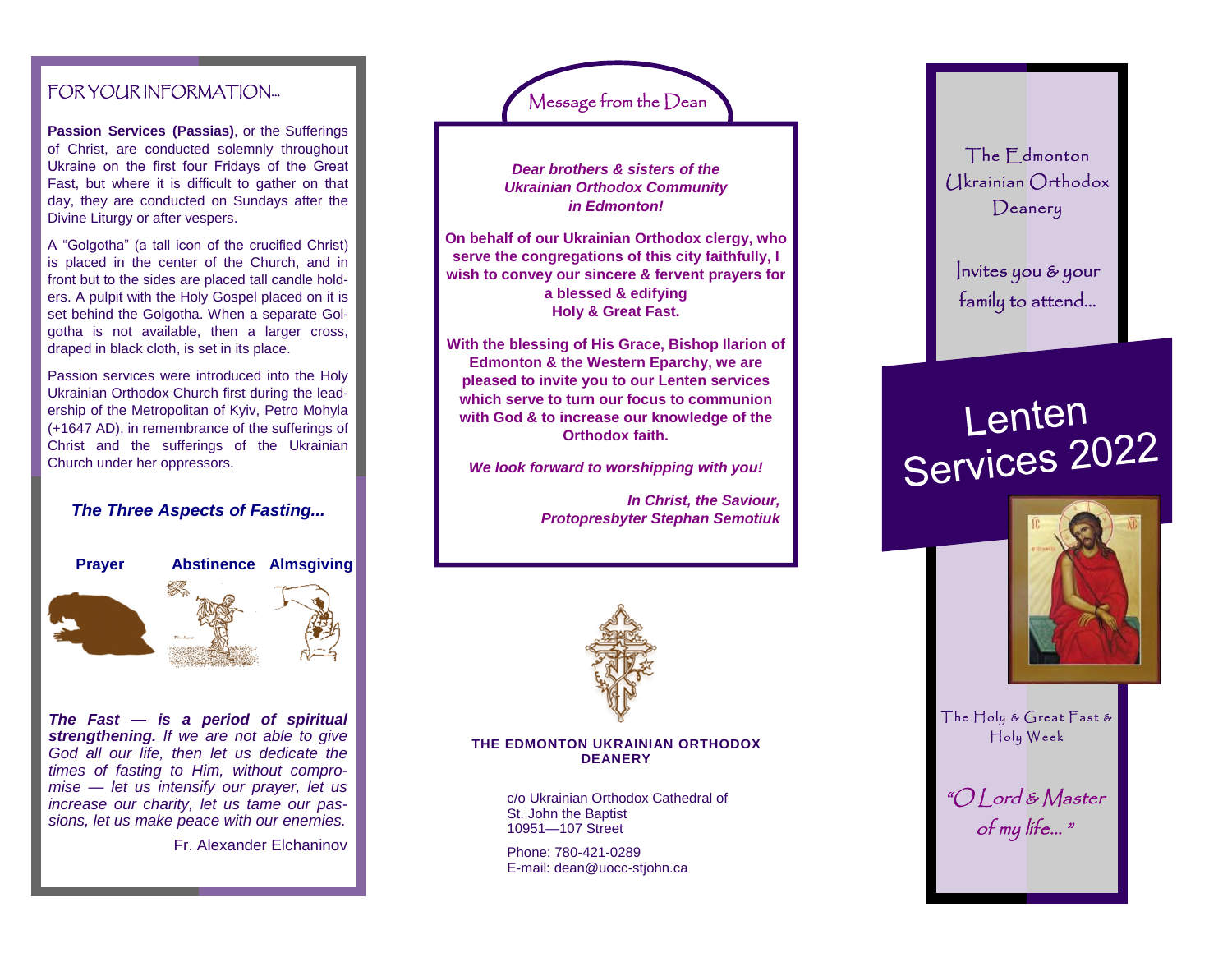## FOR YOUR INFORMATION...

**Passion Services (Passias)**, or the Sufferings of Christ, are conducted solemnly throughout Ukraine on the first four Fridays of the Great Fast, but where it is difficult to gather on that day, they are conducted on Sundays after the Divine Liturgy or after vespers.

A “Golgotha” (a tall icon of the crucified Christ) is placed in the center of the Church, and in front but to the sides are placed tall candle holders. A pulpit with the Holy Gospel placed on it is set behind the Golgotha. When a separate Golgotha is not available, then a larger cross, draped in black cloth, is set in its place.

Passion services were introduced into the Holy Ukrainian Orthodox Church first during the leadership of the Metropolitan of Kyiv, Petro Mohyla (+1647 AD), in remembrance of the sufferings of Christ and the sufferings of the Ukrainian Church under her oppressors.

### *The Three Aspects of Fasting...*

**Prayer** **Abstinence** **Almsgiving**

***The Fast — is a period of spiritual strengthening.*** *If we are not able to give God all our life, then let us dedicate the times of fasting to Him, without compromise — let us intensify our prayer, let us increase our charity, let us tame our passions, let us make peace with our enemies.*

Fr. Alexander Elchaninov

## Message from the Dean

***Dear brothers & sisters of the Ukrainian Orthodox Community in Edmonton!***

**On behalf of our Ukrainian Orthodox clergy, who serve the congregations of this city faithfully, I wish to convey our sincere & fervent prayers for a blessed & edifying Holy & Great Fast.**

**With the blessing of His Grace, Bishop Ilarion of Edmonton & the Western Eparchy, we are pleased to invite you to our Lenten services which serve to turn our focus to communion with God & to increase our knowledge of the Orthodox faith.**

***We look forward to worshipping with you!***

***In Christ, the Saviour,***
***Protopresbyter Stephan Semotiuk***

**THE EDMONTON UKRAINIAN ORTHODOX DEANERY**

c/o Ukrainian Orthodox Cathedral of St. John the Baptist
10951—107 Street

Phone: 780-421-0289
E-mail: dean@uocc-stjohn.ca

The Edmonton Ukrainian Orthodox Deanery

Invites you & your family to attend...

# Lenten Services 2022

The Holy & Great Fast & Holy Week

*“O Lord & Master of my life... ”*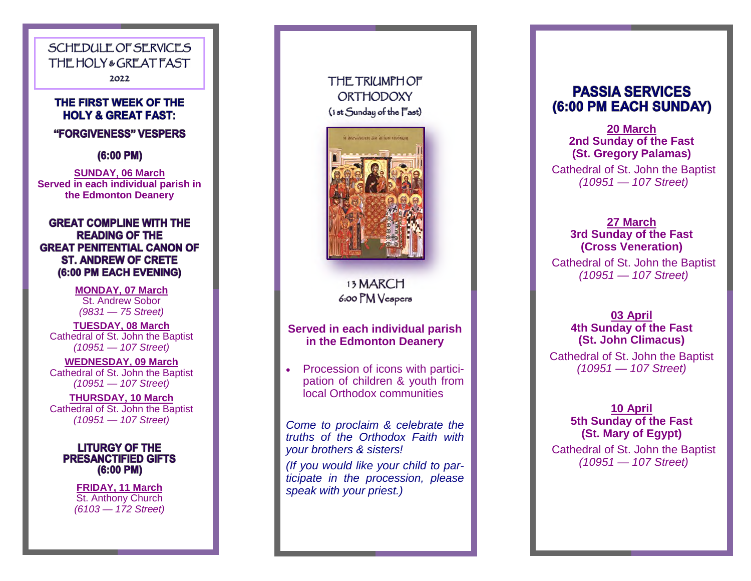# SCHEDULE OF SERVICES
# THE HOLY & GREAT FAST
2022

## THE FIRST WEEK OF THE HOLY & GREAT FAST:

### "FORGIVENESS" VESPERS

### (6:00 PM)

**SUNDAY, 06 March**
**Served in each individual parish in the Edmonton Deanery**

## GREAT COMPLINE WITH THE READING OF THE GREAT PENITENTIAL CANON OF ST. ANDREW OF CRETE (6:00 PM EACH EVENING)

**MONDAY, 07 March**
St. Andrew Sobor
*(9831 — 75 Street)*

**TUESDAY, 08 March**
Cathedral of St. John the Baptist
*(10951 — 107 Street)*

**WEDNESDAY, 09 March**
Cathedral of St. John the Baptist
*(10951 — 107 Street)*

**THURSDAY, 10 March**
Cathedral of St. John the Baptist
*(10951 — 107 Street)*

## LITURGY OF THE PRESANCTIFIED GIFTS (6:00 PM)

**FRIDAY, 11 March**
St. Anthony Church
*(6103 — 172 Street)*

# THE TRIUMPH OF ORTHODOXY
(1st Sunday of the Fast)

13 MARCH
6:00 PM Vespers

**Served in each individual parish in the Edmonton Deanery**

- Procession of icons with participation of children & youth from local Orthodox communities

*Come to proclaim & celebrate the truths of the Orthodox Faith with your brothers & sisters!*

*(If you would like your child to participate in the procession, please speak with your priest.)*

# PASSIA SERVICES (6:00 PM EACH SUNDAY)

**20 March**
**2nd Sunday of the Fast**
**(St. Gregory Palamas)**
Cathedral of St. John the Baptist
*(10951 — 107 Street)*

**27 March**
**3rd Sunday of the Fast**
**(Cross Veneration)**
Cathedral of St. John the Baptist
*(10951 — 107 Street)*

**03 April**
**4th Sunday of the Fast**
**(St. John Climacus)**
Cathedral of St. John the Baptist
*(10951 — 107 Street)*

**10 April**
**5th Sunday of the Fast**
**(St. Mary of Egypt)**
Cathedral of St. John the Baptist
*(10951 — 107 Street)*